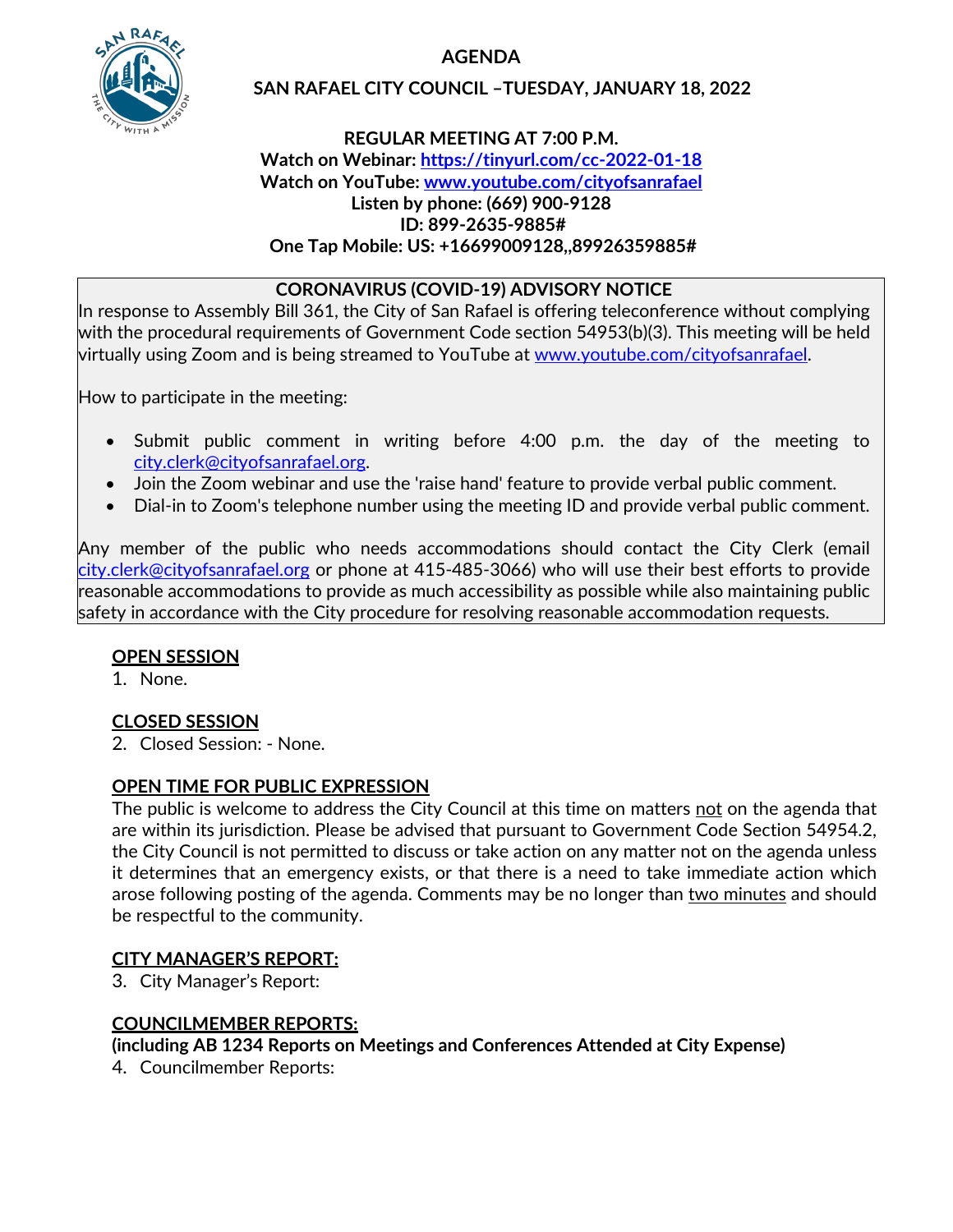# AGENDA

## SAN RAFAEL CITY COUNCIL –TUESDAY, JANUARY 18, 2022

**REGULAR MEETING AT 7:00 P.M.**
**Watch on Webinar: https://tinyurl.com/cc-2022-01-18**
**Watch on YouTube: www.youtube.com/cityofsanrafael**
**Listen by phone: (669) 900-9128**
**ID: 899-2635-9885#**
**One Tap Mobile: US: +16699009128,,89926359885#**

**CORONAVIRUS (COVID-19) ADVISORY NOTICE**

In response to Assembly Bill 361, the City of San Rafael is offering teleconference without complying with the procedural requirements of Government Code section 54953(b)(3). This meeting will be held virtually using Zoom and is being streamed to YouTube at www.youtube.com/cityofsanrafael.

How to participate in the meeting:

- Submit public comment in writing before 4:00 p.m. the day of the meeting to city.clerk@cityofsanrafael.org.
- Join the Zoom webinar and use the 'raise hand' feature to provide verbal public comment.
- Dial-in to Zoom's telephone number using the meeting ID and provide verbal public comment.

Any member of the public who needs accommodations should contact the City Clerk (email city.clerk@cityofsanrafael.org or phone at 415-485-3066) who will use their best efforts to provide reasonable accommodations to provide as much accessibility as possible while also maintaining public safety in accordance with the City procedure for resolving reasonable accommodation requests.

## OPEN SESSION

1. None.

## CLOSED SESSION

2. Closed Session: - None.

## OPEN TIME FOR PUBLIC EXPRESSION

The public is welcome to address the City Council at this time on matters not on the agenda that are within its jurisdiction. Please be advised that pursuant to Government Code Section 54954.2, the City Council is not permitted to discuss or take action on any matter not on the agenda unless it determines that an emergency exists, or that there is a need to take immediate action which arose following posting of the agenda. Comments may be no longer than two minutes and should be respectful to the community.

## CITY MANAGER'S REPORT:

3. City Manager's Report:

## COUNCILMEMBER REPORTS:

**(including AB 1234 Reports on Meetings and Conferences Attended at City Expense)**

4. Councilmember Reports: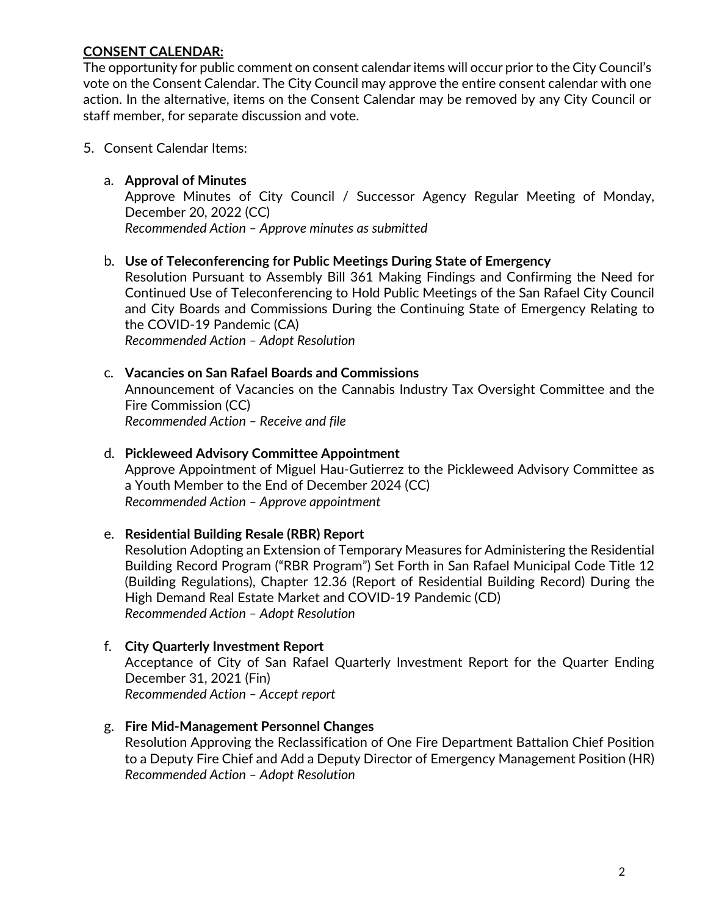**CONSENT CALENDAR:**

The opportunity for public comment on consent calendar items will occur prior to the City Council's vote on the Consent Calendar. The City Council may approve the entire consent calendar with one action. In the alternative, items on the Consent Calendar may be removed by any City Council or staff member, for separate discussion and vote.

5. Consent Calendar Items:

   a. **Approval of Minutes**
      Approve Minutes of City Council / Successor Agency Regular Meeting of Monday, December 20, 2022 (CC)
      *Recommended Action – Approve minutes as submitted*

   b. **Use of Teleconferencing for Public Meetings During State of Emergency**
      Resolution Pursuant to Assembly Bill 361 Making Findings and Confirming the Need for Continued Use of Teleconferencing to Hold Public Meetings of the San Rafael City Council and City Boards and Commissions During the Continuing State of Emergency Relating to the COVID-19 Pandemic (CA)
      *Recommended Action – Adopt Resolution*

   c. **Vacancies on San Rafael Boards and Commissions**
      Announcement of Vacancies on the Cannabis Industry Tax Oversight Committee and the Fire Commission (CC)
      *Recommended Action – Receive and file*

   d. **Pickleweed Advisory Committee Appointment**
      Approve Appointment of Miguel Hau-Gutierrez to the Pickleweed Advisory Committee as a Youth Member to the End of December 2024 (CC)
      *Recommended Action – Approve appointment*

   e. **Residential Building Resale (RBR) Report**
      Resolution Adopting an Extension of Temporary Measures for Administering the Residential Building Record Program ("RBR Program") Set Forth in San Rafael Municipal Code Title 12 (Building Regulations), Chapter 12.36 (Report of Residential Building Record) During the High Demand Real Estate Market and COVID-19 Pandemic (CD)
      *Recommended Action – Adopt Resolution*

   f. **City Quarterly Investment Report**
      Acceptance of City of San Rafael Quarterly Investment Report for the Quarter Ending December 31, 2021 (Fin)
      *Recommended Action – Accept report*

   g. **Fire Mid-Management Personnel Changes**
      Resolution Approving the Reclassification of One Fire Department Battalion Chief Position to a Deputy Fire Chief and Add a Deputy Director of Emergency Management Position (HR)
      *Recommended Action – Adopt Resolution*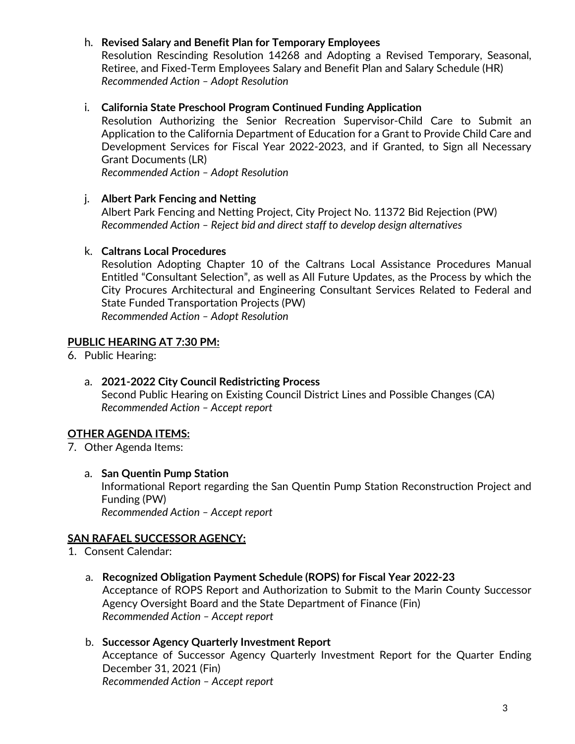h. **Revised Salary and Benefit Plan for Temporary Employees**
   Resolution Rescinding Resolution 14268 and Adopting a Revised Temporary, Seasonal, Retiree, and Fixed-Term Employees Salary and Benefit Plan and Salary Schedule (HR)
   *Recommended Action – Adopt Resolution*

i. **California State Preschool Program Continued Funding Application**
   Resolution Authorizing the Senior Recreation Supervisor-Child Care to Submit an Application to the California Department of Education for a Grant to Provide Child Care and Development Services for Fiscal Year 2022-2023, and if Granted, to Sign all Necessary Grant Documents (LR)
   *Recommended Action – Adopt Resolution*

j. **Albert Park Fencing and Netting**
   Albert Park Fencing and Netting Project, City Project No. 11372 Bid Rejection (PW)
   *Recommended Action – Reject bid and direct staff to develop design alternatives*

k. **Caltrans Local Procedures**
   Resolution Adopting Chapter 10 of the Caltrans Local Assistance Procedures Manual Entitled "Consultant Selection", as well as All Future Updates, as the Process by which the City Procures Architectural and Engineering Consultant Services Related to Federal and State Funded Transportation Projects (PW)
   *Recommended Action – Adopt Resolution*

**PUBLIC HEARING AT 7:30 PM:**

6. Public Hearing:

   a. **2021-2022 City Council Redistricting Process**
      Second Public Hearing on Existing Council District Lines and Possible Changes (CA)
      *Recommended Action – Accept report*

**OTHER AGENDA ITEMS:**

7. Other Agenda Items:

   a. **San Quentin Pump Station**
      Informational Report regarding the San Quentin Pump Station Reconstruction Project and Funding (PW)
      *Recommended Action – Accept report*

**SAN RAFAEL SUCCESSOR AGENCY:**

1. Consent Calendar:

   a. **Recognized Obligation Payment Schedule (ROPS) for Fiscal Year 2022-23**
      Acceptance of ROPS Report and Authorization to Submit to the Marin County Successor Agency Oversight Board and the State Department of Finance (Fin)
      *Recommended Action – Accept report*

   b. **Successor Agency Quarterly Investment Report**
      Acceptance of Successor Agency Quarterly Investment Report for the Quarter Ending December 31, 2021 (Fin)
      *Recommended Action – Accept report*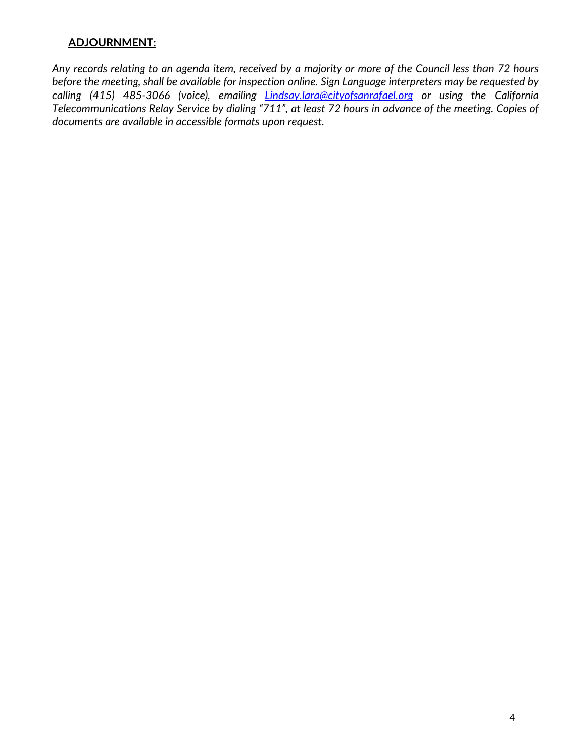**ADJOURNMENT:**

*Any records relating to an agenda item, received by a majority or more of the Council less than 72 hours before the meeting, shall be available for inspection online. Sign Language interpreters may be requested by calling (415) 485-3066 (voice), emailing [Lindsay.lara@cityofsanrafael.org](mailto:Lindsay.lara@cityofsanrafael.org) or using the California Telecommunications Relay Service by dialing "711", at least 72 hours in advance of the meeting. Copies of documents are available in accessible formats upon request.*